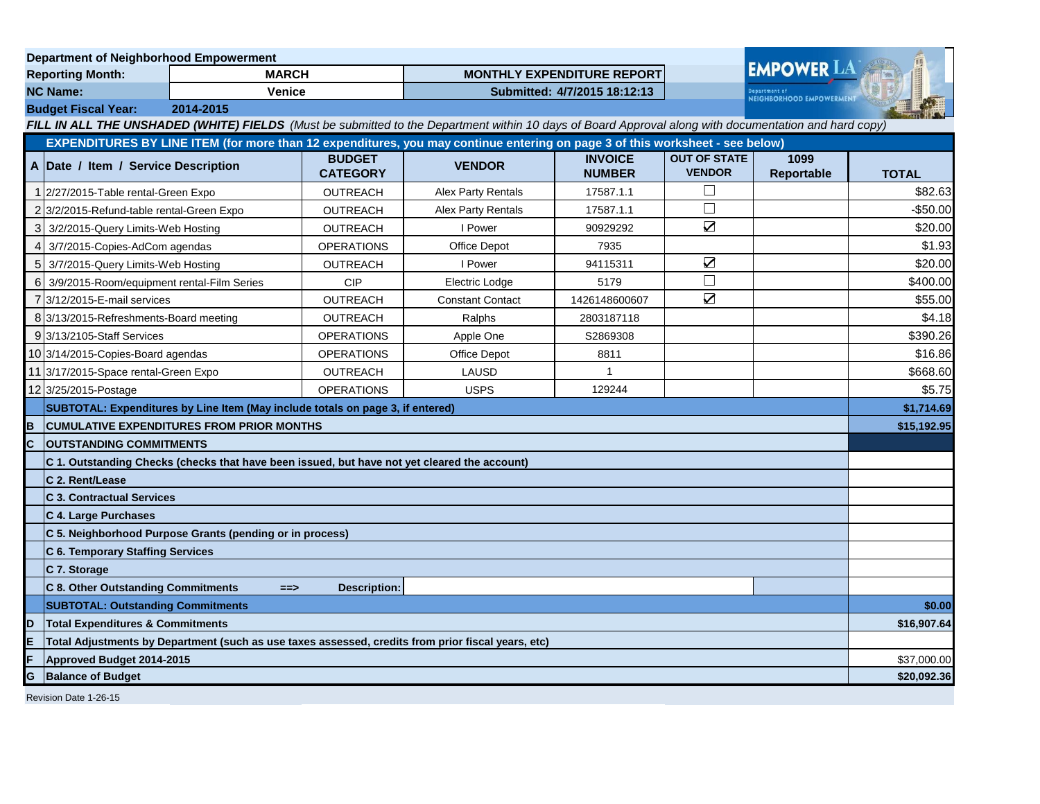**Department of Neighborhood Empowerment**

| | | | |
|---|---|---|---|
| **Reporting Month:** | **MARCH** | **MONTHLY EXPENDITURE REPORT** | |
| **NC Name:** | **Venice** | **Submitted: 4/7/2015 18:12:13** | |
| **Budget Fiscal Year:** | **2014-2015** | | |

***FILL IN ALL THE UNSHADED (WHITE) FIELDS*** *(Must be submitted to the Department within 10 days of Board Approval along with documentation and hard copy)*

**EXPENDITURES BY LINE ITEM (for more than 12 expenditures, you may continue entering on page 3 of this worksheet - see below)**

| A | Date / Item / Service Description | BUDGET CATEGORY | VENDOR | INVOICE NUMBER | OUT OF STATE VENDOR | 1099 Reportable | TOTAL |
|---|---|---|---|---|---|---|---|
| 1 | 2/27/2015-Table rental-Green Expo | OUTREACH | Alex Party Rentals | 17587.1.1 | ☐ | | $82.63 |
| 2 | 3/2/2015-Refund-table rental-Green Expo | OUTREACH | Alex Party Rentals | 17587.1.1 | ☐ | | -$50.00 |
| 3 | 3/2/2015-Query Limits-Web Hosting | OUTREACH | I Power | 90929292 | ☑ | | $20.00 |
| 4 | 3/7/2015-Copies-AdCom agendas | OPERATIONS | Office Depot | 7935 | | | $1.93 |
| 5 | 3/7/2015-Query Limits-Web Hosting | OUTREACH | I Power | 94115311 | ☑ | | $20.00 |
| 6 | 3/9/2015-Room/equipment rental-Film Series | CIP | Electric Lodge | 5179 | ☐ | | $400.00 |
| 7 | 3/12/2015-E-mail services | OUTREACH | Constant Contact | 1426148600607 | ☑ | | $55.00 |
| 8 | 3/13/2015-Refreshments-Board meeting | OUTREACH | Ralphs | 2803187118 | | | $4.18 |
| 9 | 3/13/2105-Staff Services | OPERATIONS | Apple One | S2869308 | | | $390.26 |
| 10 | 3/14/2015-Copies-Board agendas | OPERATIONS | Office Depot | 8811 | | | $16.86 |
| 11 | 3/17/2015-Space rental-Green Expo | OUTREACH | LAUSD | 1 | | | $668.60 |
| 12 | 3/25/2015-Postage | OPERATIONS | USPS | 129244 | | | $5.75 |
| | **SUBTOTAL: Expenditures by Line Item (May include totals on page 3, if entered)** | | | | | | **$1,714.69** |
| **B** | **CUMULATIVE EXPENDITURES FROM PRIOR MONTHS** | | | | | | **$15,192.95** |
| **C** | **OUTSTANDING COMMITMENTS** | | | | | | |
| | **C 1. Outstanding Checks (checks that have been issued, but have not yet cleared the account)** | | | | | | |
| | **C 2. Rent/Lease** | | | | | | |
| | **C 3. Contractual Services** | | | | | | |
| | **C 4. Large Purchases** | | | | | | |
| | **C 5. Neighborhood Purpose Grants (pending or in process)** | | | | | | |
| | **C 6. Temporary Staffing Services** | | | | | | |
| | **C 7. Storage** | | | | | | |
| | **C 8. Other Outstanding Commitments ==> Description:** | | | | | | |
| | **SUBTOTAL: Outstanding Commitments** | | | | | | **$0.00** |
| **D** | **Total Expenditures & Commitments** | | | | | | **$16,907.64** |
| **E** | **Total Adjustments by Department (such as use taxes assessed, credits from prior fiscal years, etc)** | | | | | | |
| **F** | **Approved Budget 2014-2015** | | | | | | $37,000.00 |
| **G** | **Balance of Budget** | | | | | | **$20,092.36** |

Revision Date 1-26-15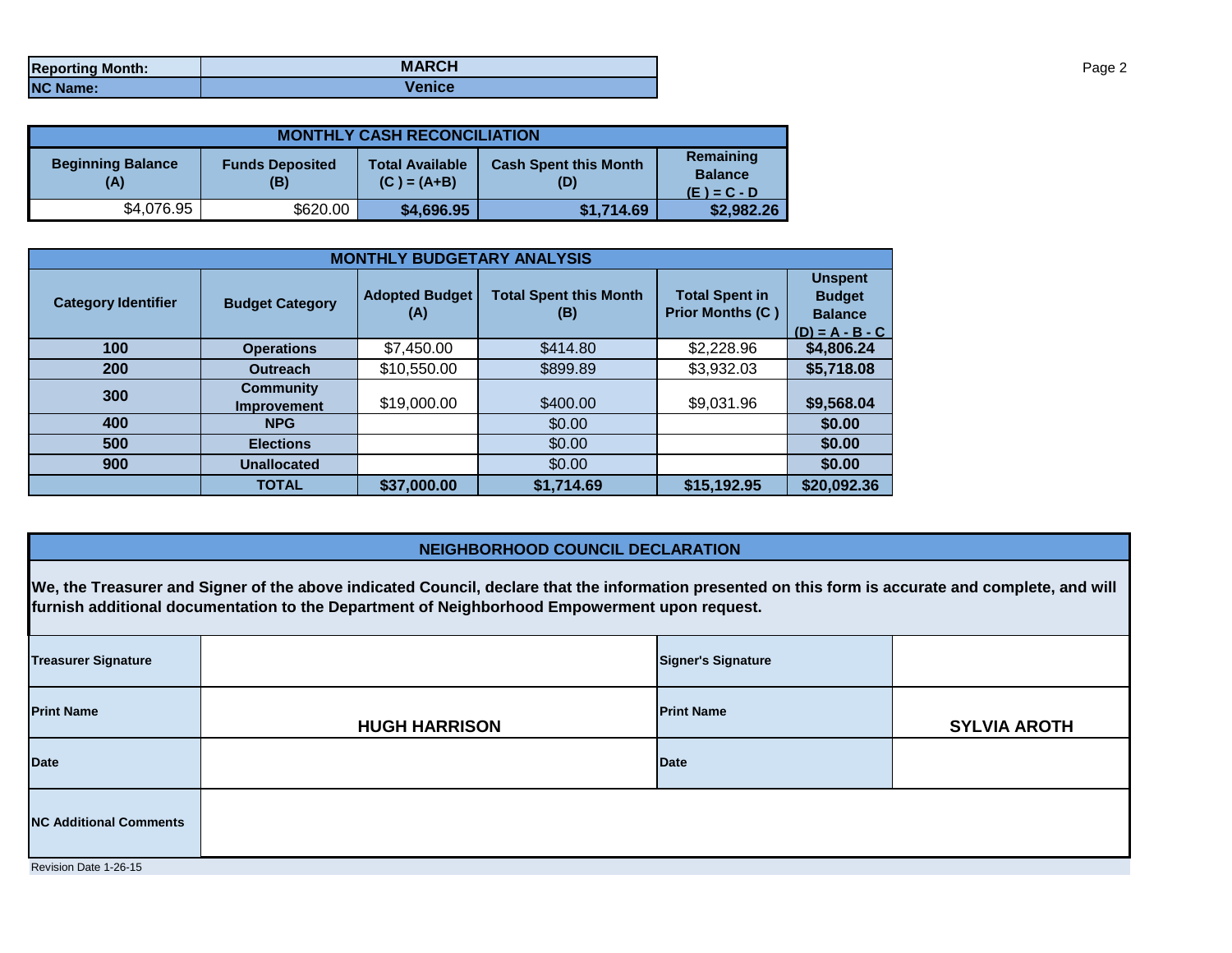| Reporting Month: | MARCH |
| --- | --- |
| NC Name: | Venice |

| MONTHLY CASH RECONCILIATION | | | | |
| --- | --- | --- | --- | --- |
| Beginning Balance (A) | Funds Deposited (B) | Total Available (C ) = (A+B) | Cash Spent this Month (D) | Remaining Balance (E ) = C - D |
| $4,076.95 | $620.00 | $4,696.95 | $1,714.69 | $2,982.26 |

| MONTHLY BUDGETARY ANALYSIS | | | | | |
| --- | --- | --- | --- | --- | --- |
| Category Identifier | Budget Category | Adopted Budget (A) | Total Spent this Month (B) | Total Spent in Prior Months (C ) | Unspent Budget Balance (D) = A - B - C |
| 100 | Operations | $7,450.00 | $414.80 | $2,228.96 | $4,806.24 |
| 200 | Outreach | $10,550.00 | $899.89 | $3,932.03 | $5,718.08 |
| 300 | Community Improvement | $19,000.00 | $400.00 | $9,031.96 | $9,568.04 |
| 400 | NPG | | $0.00 | | $0.00 |
| 500 | Elections | | $0.00 | | $0.00 |
| 900 | Unallocated | | $0.00 | | $0.00 |
| | TOTAL | $37,000.00 | $1,714.69 | $15,192.95 | $20,092.36 |

## NEIGHBORHOOD COUNCIL DECLARATION

**We, the Treasurer and Signer of the above indicated Council, declare that the information presented on this form is accurate and complete, and will furnish additional documentation to the Department of Neighborhood Empowerment upon request.**

| Treasurer Signature | | Signer's Signature | |
| --- | --- | --- | --- |
| Print Name | HUGH HARRISON | Print Name | SYLVIA AROTH |
| Date | | Date | |
| NC Additional Comments | | | |

Revision Date 1-26-15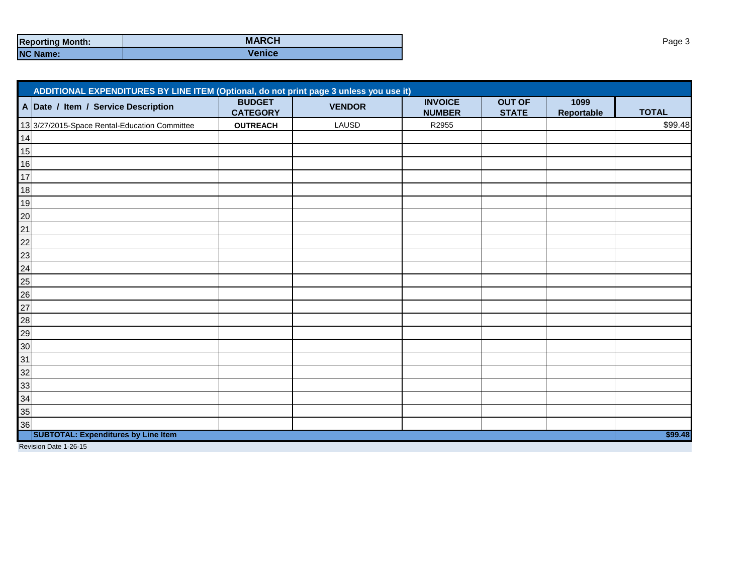| Reporting Month: | MARCH |
|---|---|
| NC Name: | Venice |

**ADDITIONAL EXPENDITURES BY LINE ITEM (Optional, do not print page 3 unless you use it)**

| A | Date / Item / Service Description | BUDGET CATEGORY | VENDOR | INVOICE NUMBER | OUT OF STATE | 1099 Reportable | TOTAL |
|---|---|---|---|---|---|---|---|
| 13 | 3/27/2015-Space Rental-Education Committee | OUTREACH | LAUSD | R2955 | | | $99.48 |
| 14 | | | | | | | |
| 15 | | | | | | | |
| 16 | | | | | | | |
| 17 | | | | | | | |
| 18 | | | | | | | |
| 19 | | | | | | | |
| 20 | | | | | | | |
| 21 | | | | | | | |
| 22 | | | | | | | |
| 23 | | | | | | | |
| 24 | | | | | | | |
| 25 | | | | | | | |
| 26 | | | | | | | |
| 27 | | | | | | | |
| 28 | | | | | | | |
| 29 | | | | | | | |
| 30 | | | | | | | |
| 31 | | | | | | | |
| 32 | | | | | | | |
| 33 | | | | | | | |
| 34 | | | | | | | |
| 35 | | | | | | | |
| 36 | | | | | | | |
| | **SUBTOTAL: Expenditures by Line Item** | | | | | | **$99.48** |

Revision Date 1-26-15